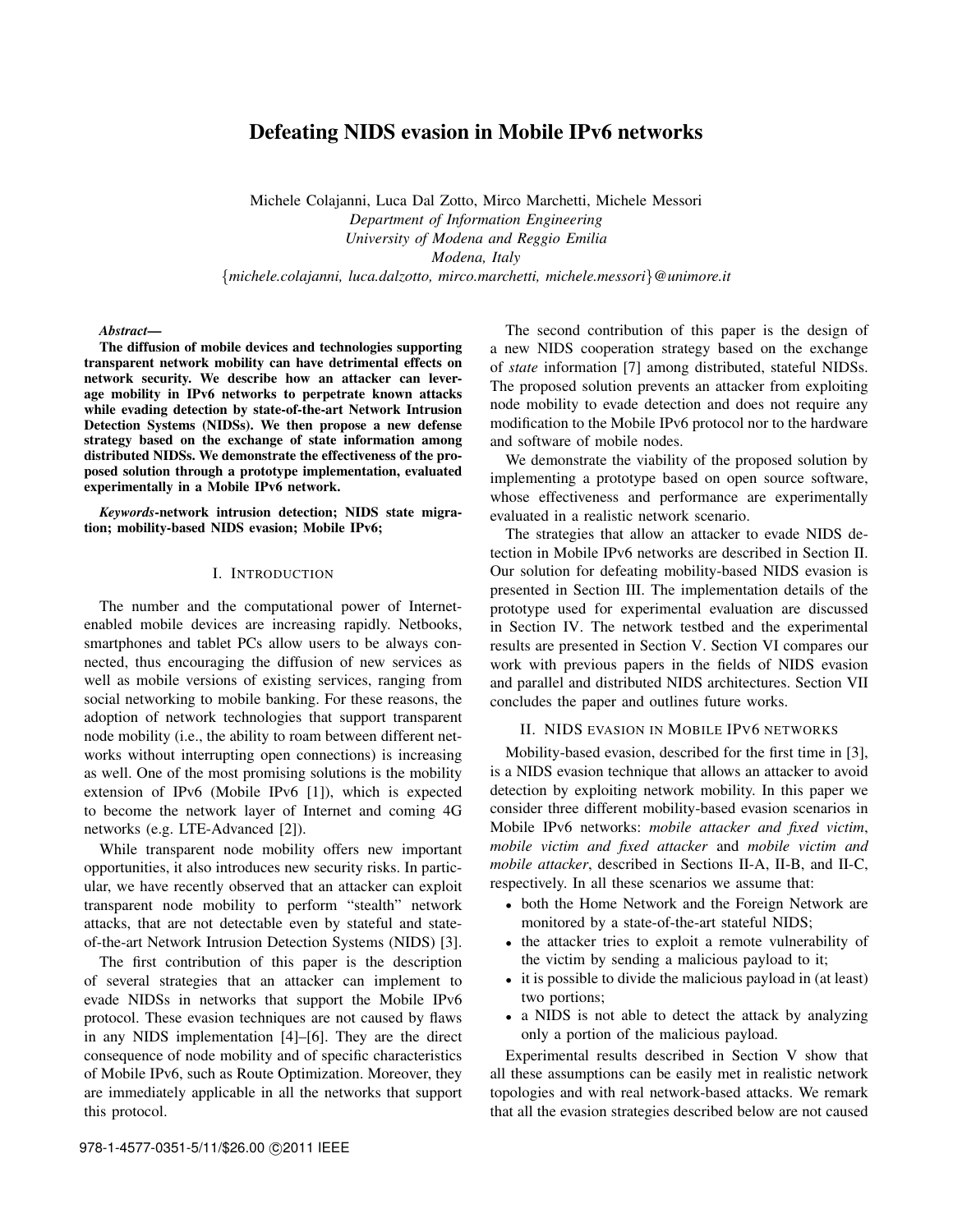# Defeating NIDS evasion in Mobile IPv6 networks

Michele Colajanni, Luca Dal Zotto, Mirco Marchetti, Michele Messori
*Department of Information Engineering*
*University of Modena and Reggio Emilia*
*Modena, Italy*
{*michele.colajanni, luca.dalzotto, mirco.marchetti, michele.messori*}*@unimore.it*

***Abstract*—**
**The diffusion of mobile devices and technologies supporting transparent network mobility can have detrimental effects on network security. We describe how an attacker can leverage mobility in IPv6 networks to perpetrate known attacks while evading detection by state-of-the-art Network Intrusion Detection Systems (NIDSs). We then propose a new defense strategy based on the exchange of state information among distributed NIDSs. We demonstrate the effectiveness of the proposed solution through a prototype implementation, evaluated experimentally in a Mobile IPv6 network.**

***Keywords*-network intrusion detection; NIDS state migration; mobility-based NIDS evasion; Mobile IPv6;**

## I. Introduction

The number and the computational power of Internet-enabled mobile devices are increasing rapidly. Netbooks, smartphones and tablet PCs allow users to be always connected, thus encouraging the diffusion of new services as well as mobile versions of existing services, ranging from social networking to mobile banking. For these reasons, the adoption of network technologies that support transparent node mobility (i.e., the ability to roam between different networks without interrupting open connections) is increasing as well. One of the most promising solutions is the mobility extension of IPv6 (Mobile IPv6 [1]), which is expected to become the network layer of Internet and coming 4G networks (e.g. LTE-Advanced [2]).

While transparent node mobility offers new important opportunities, it also introduces new security risks. In particular, we have recently observed that an attacker can exploit transparent node mobility to perform "stealth" network attacks, that are not detectable even by stateful and state-of-the-art Network Intrusion Detection Systems (NIDS) [3].

The first contribution of this paper is the description of several strategies that an attacker can implement to evade NIDSs in networks that support the Mobile IPv6 protocol. These evasion techniques are not caused by flaws in any NIDS implementation [4]–[6]. They are the direct consequence of node mobility and of specific characteristics of Mobile IPv6, such as Route Optimization. Moreover, they are immediately applicable in all the networks that support this protocol.

The second contribution of this paper is the design of a new NIDS cooperation strategy based on the exchange of *state* information [7] among distributed, stateful NIDSs. The proposed solution prevents an attacker from exploiting node mobility to evade detection and does not require any modification to the Mobile IPv6 protocol nor to the hardware and software of mobile nodes.

We demonstrate the viability of the proposed solution by implementing a prototype based on open source software, whose effectiveness and performance are experimentally evaluated in a realistic network scenario.

The strategies that allow an attacker to evade NIDS detection in Mobile IPv6 networks are described in Section II. Our solution for defeating mobility-based NIDS evasion is presented in Section III. The implementation details of the prototype used for experimental evaluation are discussed in Section IV. The network testbed and the experimental results are presented in Section V. Section VI compares our work with previous papers in the fields of NIDS evasion and parallel and distributed NIDS architectures. Section VII concludes the paper and outlines future works.

## II. NIDS evasion in Mobile IPv6 networks

Mobility-based evasion, described for the first time in [3], is a NIDS evasion technique that allows an attacker to avoid detection by exploiting network mobility. In this paper we consider three different mobility-based evasion scenarios in Mobile IPv6 networks: *mobile attacker and fixed victim*, *mobile victim and fixed attacker* and *mobile victim and mobile attacker*, described in Sections II-A, II-B, and II-C, respectively. In all these scenarios we assume that:

- both the Home Network and the Foreign Network are monitored by a state-of-the-art stateful NIDS;
- the attacker tries to exploit a remote vulnerability of the victim by sending a malicious payload to it;
- it is possible to divide the malicious payload in (at least) two portions;
- a NIDS is not able to detect the attack by analyzing only a portion of the malicious payload.

Experimental results described in Section V show that all these assumptions can be easily met in realistic network topologies and with real network-based attacks. We remark that all the evasion strategies described below are not caused

978-1-4577-0351-5/11/$26.00 ©2011 IEEE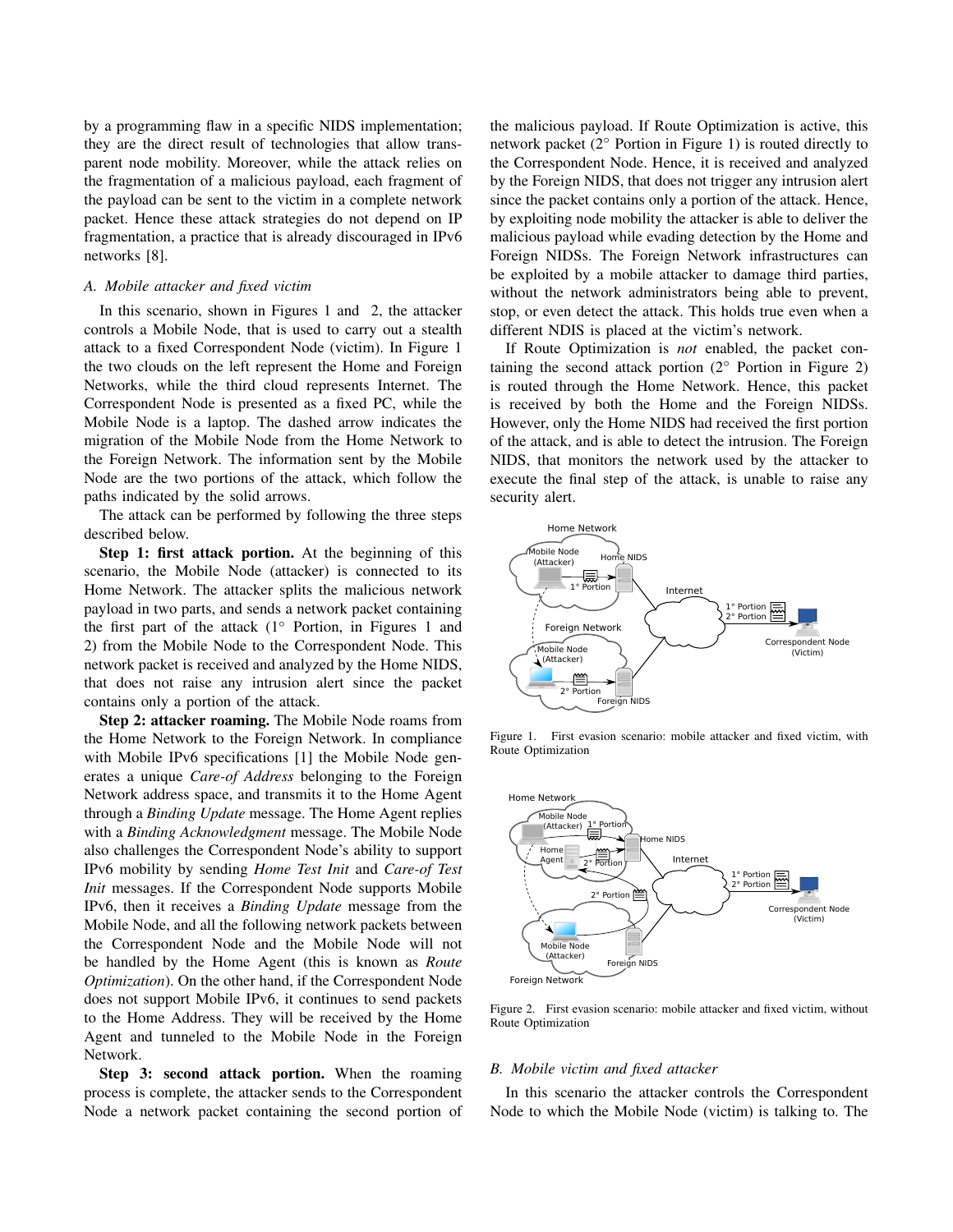by a programming flaw in a specific NIDS implementation; they are the direct result of technologies that allow transparent node mobility. Moreover, while the attack relies on the fragmentation of a malicious payload, each fragment of the payload can be sent to the victim in a complete network packet. Hence these attack strategies do not depend on IP fragmentation, a practice that is already discouraged in IPv6 networks [8].

### A. Mobile attacker and fixed victim

In this scenario, shown in Figures 1 and 2, the attacker controls a Mobile Node, that is used to carry out a stealth attack to a fixed Correspondent Node (victim). In Figure 1 the two clouds on the left represent the Home and Foreign Networks, while the third cloud represents Internet. The Correspondent Node is presented as a fixed PC, while the Mobile Node is a laptop. The dashed arrow indicates the migration of the Mobile Node from the Home Network to the Foreign Network. The information sent by the Mobile Node are the two portions of the attack, which follow the paths indicated by the solid arrows.

The attack can be performed by following the three steps described below.

**Step 1: first attack portion.** At the beginning of this scenario, the Mobile Node (attacker) is connected to its Home Network. The attacker splits the malicious network payload in two parts, and sends a network packet containing the first part of the attack (1° Portion, in Figures 1 and 2) from the Mobile Node to the Correspondent Node. This network packet is received and analyzed by the Home NIDS, that does not raise any intrusion alert since the packet contains only a portion of the attack.

**Step 2: attacker roaming.** The Mobile Node roams from the Home Network to the Foreign Network. In compliance with Mobile IPv6 specifications [1] the Mobile Node generates a unique *Care-of Address* belonging to the Foreign Network address space, and transmits it to the Home Agent through a *Binding Update* message. The Home Agent replies with a *Binding Acknowledgment* message. The Mobile Node also challenges the Correspondent Node's ability to support IPv6 mobility by sending *Home Test Init* and *Care-of Test Init* messages. If the Correspondent Node supports Mobile IPv6, then it receives a *Binding Update* message from the Mobile Node, and all the following network packets between the Correspondent Node and the Mobile Node will not be handled by the Home Agent (this is known as *Route Optimization*). On the other hand, if the Correspondent Node does not support Mobile IPv6, it continues to send packets to the Home Address. They will be received by the Home Agent and tunneled to the Mobile Node in the Foreign Network.

**Step 3: second attack portion.** When the roaming process is complete, the attacker sends to the Correspondent Node a network packet containing the second portion of the malicious payload. If Route Optimization is active, this network packet (2° Portion in Figure 1) is routed directly to the Correspondent Node. Hence, it is received and analyzed by the Foreign NIDS, that does not trigger any intrusion alert since the packet contains only a portion of the attack. Hence, by exploiting node mobility the attacker is able to deliver the malicious payload while evading detection by the Home and Foreign NIDSs. The Foreign Network infrastructures can be exploited by a mobile attacker to damage third parties, without the network administrators being able to prevent, stop, or even detect the attack. This holds true even when a different NDIS is placed at the victim's network.

If Route Optimization is *not* enabled, the packet containing the second attack portion (2° Portion in Figure 2) is routed through the Home Network. Hence, this packet is received by both the Home and the Foreign NIDSs. However, only the Home NIDS had received the first portion of the attack, and is able to detect the intrusion. The Foreign NIDS, that monitors the network used by the attacker to execute the final step of the attack, is unable to raise any security alert.

Figure 1. First evasion scenario: mobile attacker and fixed victim, with Route Optimization

Figure 2. First evasion scenario: mobile attacker and fixed victim, without Route Optimization

### B. Mobile victim and fixed attacker

In this scenario the attacker controls the Correspondent Node to which the Mobile Node (victim) is talking to. The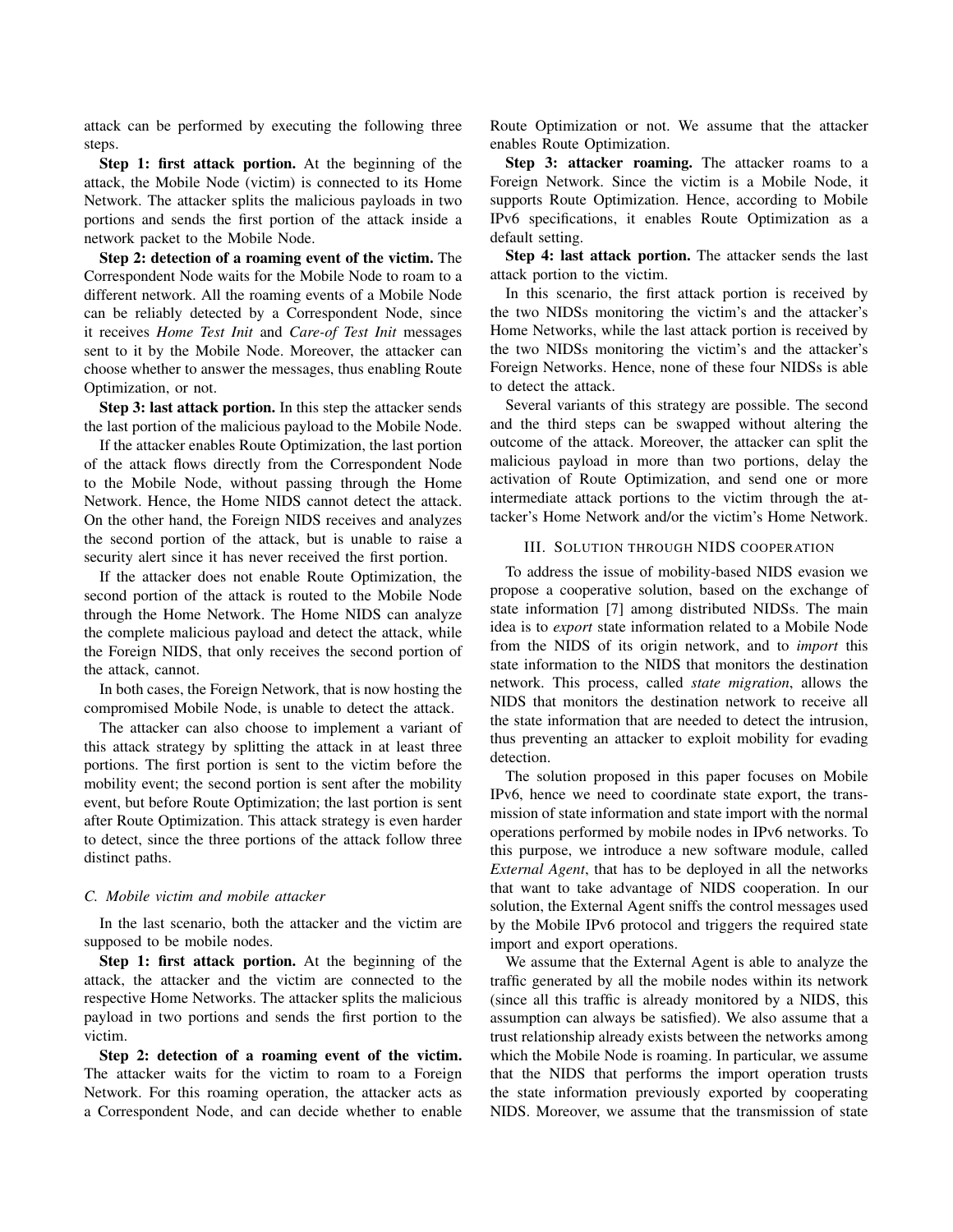attack can be performed by executing the following three steps.

**Step 1: first attack portion.** At the beginning of the attack, the Mobile Node (victim) is connected to its Home Network. The attacker splits the malicious payloads in two portions and sends the first portion of the attack inside a network packet to the Mobile Node.

**Step 2: detection of a roaming event of the victim.** The Correspondent Node waits for the Mobile Node to roam to a different network. All the roaming events of a Mobile Node can be reliably detected by a Correspondent Node, since it receives *Home Test Init* and *Care-of Test Init* messages sent to it by the Mobile Node. Moreover, the attacker can choose whether to answer the messages, thus enabling Route Optimization, or not.

**Step 3: last attack portion.** In this step the attacker sends the last portion of the malicious payload to the Mobile Node.

If the attacker enables Route Optimization, the last portion of the attack flows directly from the Correspondent Node to the Mobile Node, without passing through the Home Network. Hence, the Home NIDS cannot detect the attack. On the other hand, the Foreign NIDS receives and analyzes the second portion of the attack, but is unable to raise a security alert since it has never received the first portion.

If the attacker does not enable Route Optimization, the second portion of the attack is routed to the Mobile Node through the Home Network. The Home NIDS can analyze the complete malicious payload and detect the attack, while the Foreign NIDS, that only receives the second portion of the attack, cannot.

In both cases, the Foreign Network, that is now hosting the compromised Mobile Node, is unable to detect the attack.

The attacker can also choose to implement a variant of this attack strategy by splitting the attack in at least three portions. The first portion is sent to the victim before the mobility event; the second portion is sent after the mobility event, but before Route Optimization; the last portion is sent after Route Optimization. This attack strategy is even harder to detect, since the three portions of the attack follow three distinct paths.

### *C. Mobile victim and mobile attacker*

In the last scenario, both the attacker and the victim are supposed to be mobile nodes.

**Step 1: first attack portion.** At the beginning of the attack, the attacker and the victim are connected to the respective Home Networks. The attacker splits the malicious payload in two portions and sends the first portion to the victim.

**Step 2: detection of a roaming event of the victim.** The attacker waits for the victim to roam to a Foreign Network. For this roaming operation, the attacker acts as a Correspondent Node, and can decide whether to enable Route Optimization or not. We assume that the attacker enables Route Optimization.

**Step 3: attacker roaming.** The attacker roams to a Foreign Network. Since the victim is a Mobile Node, it supports Route Optimization. Hence, according to Mobile IPv6 specifications, it enables Route Optimization as a default setting.

**Step 4: last attack portion.** The attacker sends the last attack portion to the victim.

In this scenario, the first attack portion is received by the two NIDSs monitoring the victim's and the attacker's Home Networks, while the last attack portion is received by the two NIDSs monitoring the victim's and the attacker's Foreign Networks. Hence, none of these four NIDSs is able to detect the attack.

Several variants of this strategy are possible. The second and the third steps can be swapped without altering the outcome of the attack. Moreover, the attacker can split the malicious payload in more than two portions, delay the activation of Route Optimization, and send one or more intermediate attack portions to the victim through the attacker's Home Network and/or the victim's Home Network.

## III. Solution through NIDS cooperation

To address the issue of mobility-based NIDS evasion we propose a cooperative solution, based on the exchange of state information [7] among distributed NIDSs. The main idea is to *export* state information related to a Mobile Node from the NIDS of its origin network, and to *import* this state information to the NIDS that monitors the destination network. This process, called *state migration*, allows the NIDS that monitors the destination network to receive all the state information that are needed to detect the intrusion, thus preventing an attacker to exploit mobility for evading detection.

The solution proposed in this paper focuses on Mobile IPv6, hence we need to coordinate state export, the transmission of state information and state import with the normal operations performed by mobile nodes in IPv6 networks. To this purpose, we introduce a new software module, called *External Agent*, that has to be deployed in all the networks that want to take advantage of NIDS cooperation. In our solution, the External Agent sniffs the control messages used by the Mobile IPv6 protocol and triggers the required state import and export operations.

We assume that the External Agent is able to analyze the traffic generated by all the mobile nodes within its network (since all this traffic is already monitored by a NIDS, this assumption can always be satisfied). We also assume that a trust relationship already exists between the networks among which the Mobile Node is roaming. In particular, we assume that the NIDS that performs the import operation trusts the state information previously exported by cooperating NIDS. Moreover, we assume that the transmission of state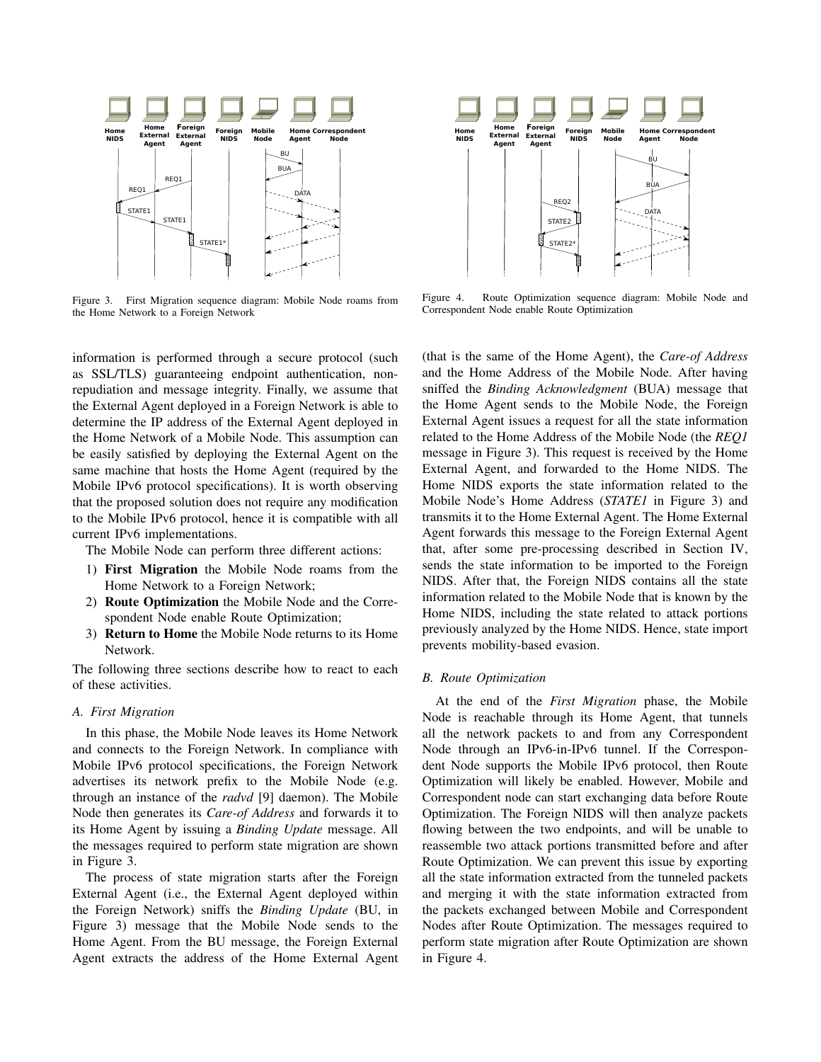Figure 3. First Migration sequence diagram: Mobile Node roams from the Home Network to a Foreign Network

Figure 4. Route Optimization sequence diagram: Mobile Node and Correspondent Node enable Route Optimization

information is performed through a secure protocol (such as SSL/TLS) guaranteeing endpoint authentication, non-repudiation and message integrity. Finally, we assume that the External Agent deployed in a Foreign Network is able to determine the IP address of the External Agent deployed in the Home Network of a Mobile Node. This assumption can be easily satisfied by deploying the External Agent on the same machine that hosts the Home Agent (required by the Mobile IPv6 protocol specifications). It is worth observing that the proposed solution does not require any modification to the Mobile IPv6 protocol, hence it is compatible with all current IPv6 implementations.

The Mobile Node can perform three different actions:

1) **First Migration** the Mobile Node roams from the Home Network to a Foreign Network;
2) **Route Optimization** the Mobile Node and the Correspondent Node enable Route Optimization;
3) **Return to Home** the Mobile Node returns to its Home Network.

The following three sections describe how to react to each of these activities.

### *A. First Migration*

In this phase, the Mobile Node leaves its Home Network and connects to the Foreign Network. In compliance with Mobile IPv6 protocol specifications, the Foreign Network advertises its network prefix to the Mobile Node (e.g. through an instance of the *radvd* [9] daemon). The Mobile Node then generates its *Care-of Address* and forwards it to its Home Agent by issuing a *Binding Update* message. All the messages required to perform state migration are shown in Figure 3.

The process of state migration starts after the Foreign External Agent (i.e., the External Agent deployed within the Foreign Network) sniffs the *Binding Update* (BU, in Figure 3) message that the Mobile Node sends to the Home Agent. From the BU message, the Foreign External Agent extracts the address of the Home External Agent (that is the same of the Home Agent), the *Care-of Address* and the Home Address of the Mobile Node. After having sniffed the *Binding Acknowledgment* (BUA) message that the Home Agent sends to the Mobile Node, the Foreign External Agent issues a request for all the state information related to the Home Address of the Mobile Node (the *REQ1* message in Figure 3). This request is received by the Home External Agent, and forwarded to the Home NIDS. The Home NIDS exports the state information related to the Mobile Node's Home Address (*STATE1* in Figure 3) and transmits it to the Home External Agent. The Home External Agent forwards this message to the Foreign External Agent that, after some pre-processing described in Section IV, sends the state information to be imported to the Foreign NIDS. After that, the Foreign NIDS contains all the state information related to the Mobile Node that is known by the Home NIDS, including the state related to attack portions previously analyzed by the Home NIDS. Hence, state import prevents mobility-based evasion.

### *B. Route Optimization*

At the end of the *First Migration* phase, the Mobile Node is reachable through its Home Agent, that tunnels all the network packets to and from any Correspondent Node through an IPv6-in-IPv6 tunnel. If the Correspondent Node supports the Mobile IPv6 protocol, then Route Optimization will likely be enabled. However, Mobile and Correspondent node can start exchanging data before Route Optimization. The Foreign NIDS will then analyze packets flowing between the two endpoints, and will be unable to reassemble two attack portions transmitted before and after Route Optimization. We can prevent this issue by exporting all the state information extracted from the tunneled packets and merging it with the state information extracted from the packets exchanged between Mobile and Correspondent Nodes after Route Optimization. The messages required to perform state migration after Route Optimization are shown in Figure 4.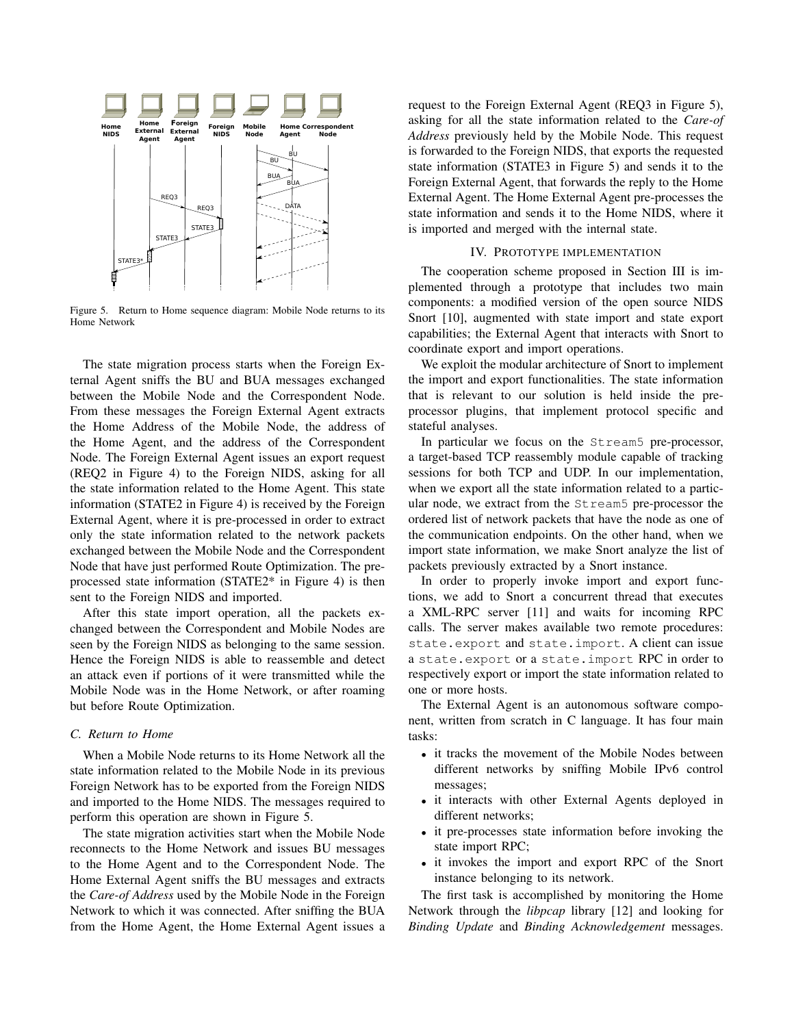Home NIDS

Home External Agent

Foreign External Agent

Foreign NIDS

Mobile Node

Home Agent

Correspondent Node

BU

BU

BUA

BUA

REQ3

REQ3

DATA

STATE3

STATE3

STATE3*

Figure 5. Return to Home sequence diagram: Mobile Node returns to its Home Network

The state migration process starts when the Foreign External Agent sniffs the BU and BUA messages exchanged between the Mobile Node and the Correspondent Node. From these messages the Foreign External Agent extracts the Home Address of the Mobile Node, the address of the Home Agent, and the address of the Correspondent Node. The Foreign External Agent issues an export request (REQ2 in Figure 4) to the Foreign NIDS, asking for all the state information related to the Home Agent. This state information (STATE2 in Figure 4) is received by the Foreign External Agent, where it is pre-processed in order to extract only the state information related to the network packets exchanged between the Mobile Node and the Correspondent Node that have just performed Route Optimization. The pre-processed state information (STATE2* in Figure 4) is then sent to the Foreign NIDS and imported.

After this state import operation, all the packets exchanged between the Correspondent and Mobile Nodes are seen by the Foreign NIDS as belonging to the same session. Hence the Foreign NIDS is able to reassemble and detect an attack even if portions of it were transmitted while the Mobile Node was in the Home Network, or after roaming but before Route Optimization.

### C. Return to Home

When a Mobile Node returns to its Home Network all the state information related to the Mobile Node in its previous Foreign Network has to be exported from the Foreign NIDS and imported to the Home NIDS. The messages required to perform this operation are shown in Figure 5.

The state migration activities start when the Mobile Node reconnects to the Home Network and issues BU messages to the Home Agent and to the Correspondent Node. The Home External Agent sniffs the BU messages and extracts the *Care-of Address* used by the Mobile Node in the Foreign Network to which it was connected. After sniffing the BUA from the Home Agent, the Home External Agent issues a request to the Foreign External Agent (REQ3 in Figure 5), asking for all the state information related to the *Care-of Address* previously held by the Mobile Node. This request is forwarded to the Foreign NIDS, that exports the requested state information (STATE3 in Figure 5) and sends it to the Foreign External Agent, that forwards the reply to the Home External Agent. The Home External Agent pre-processes the state information and sends it to the Home NIDS, where it is imported and merged with the internal state.

## IV. Prototype implementation

The cooperation scheme proposed in Section III is implemented through a prototype that includes two main components: a modified version of the open source NIDS Snort [10], augmented with state import and state export capabilities; the External Agent that interacts with Snort to coordinate export and import operations.

We exploit the modular architecture of Snort to implement the import and export functionalities. The state information that is relevant to our solution is held inside the pre-processor plugins, that implement protocol specific and stateful analyses.

In particular we focus on the `Stream5` pre-processor, a target-based TCP reassembly module capable of tracking sessions for both TCP and UDP. In our implementation, when we export all the state information related to a particular node, we extract from the `Stream5` pre-processor the ordered list of network packets that have the node as one of the communication endpoints. On the other hand, when we import state information, we make Snort analyze the list of packets previously extracted by a Snort instance.

In order to properly invoke import and export functions, we add to Snort a concurrent thread that executes a XML-RPC server [11] and waits for incoming RPC calls. The server makes available two remote procedures: `state.export` and `state.import`. A client can issue a `state.export` or a `state.import` RPC in order to respectively export or import the state information related to one or more hosts.

The External Agent is an autonomous software component, written from scratch in C language. It has four main tasks:

- it tracks the movement of the Mobile Nodes between different networks by sniffing Mobile IPv6 control messages;
- it interacts with other External Agents deployed in different networks;
- it pre-processes state information before invoking the state import RPC;
- it invokes the import and export RPC of the Snort instance belonging to its network.

The first task is accomplished by monitoring the Home Network through the *libpcap* library [12] and looking for *Binding Update* and *Binding Acknowledgement* messages.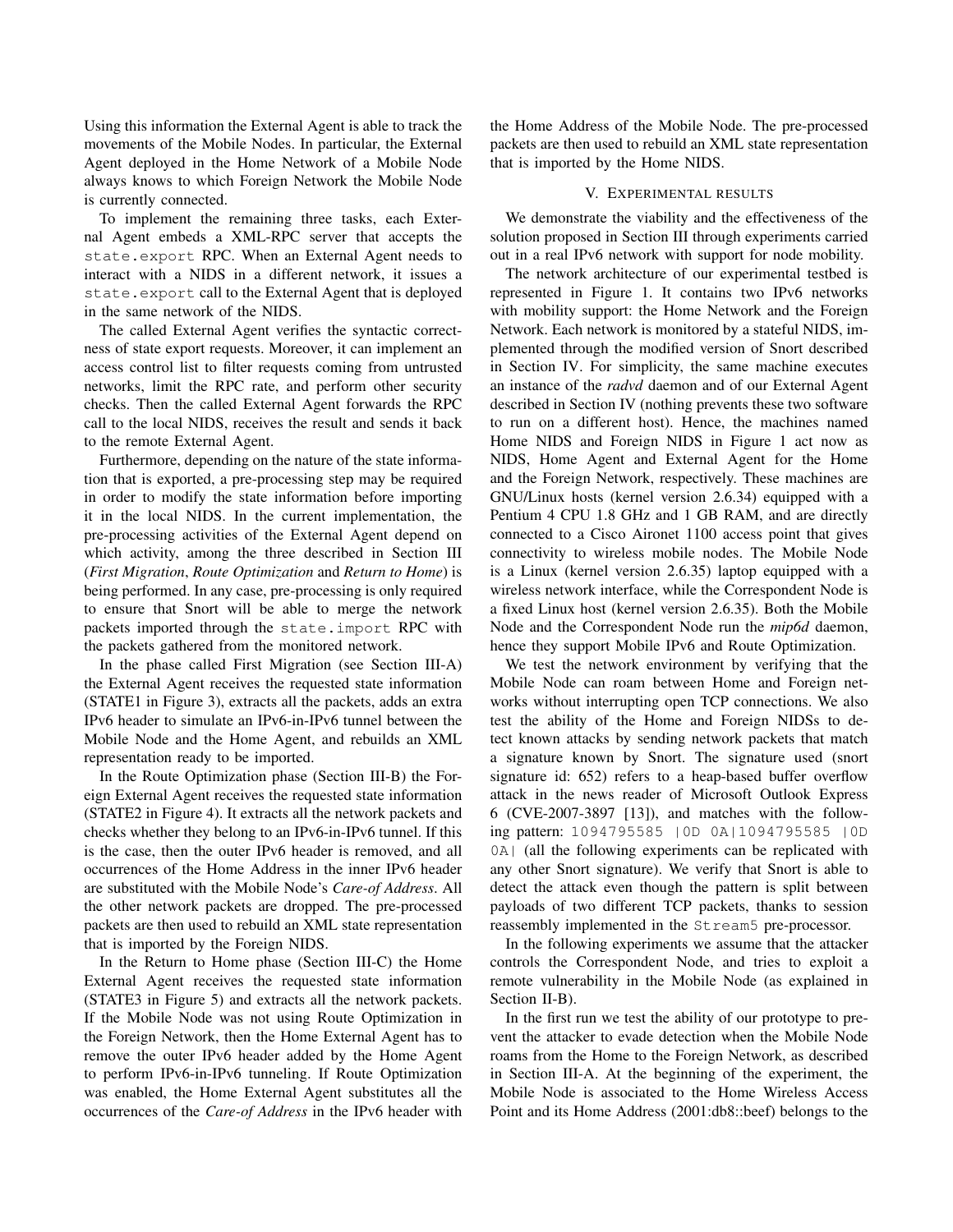Using this information the External Agent is able to track the movements of the Mobile Nodes. In particular, the External Agent deployed in the Home Network of a Mobile Node always knows to which Foreign Network the Mobile Node is currently connected.

To implement the remaining three tasks, each External Agent embeds a XML-RPC server that accepts the `state.export` RPC. When an External Agent needs to interact with a NIDS in a different network, it issues a `state.export` call to the External Agent that is deployed in the same network of the NIDS.

The called External Agent verifies the syntactic correctness of state export requests. Moreover, it can implement an access control list to filter requests coming from untrusted networks, limit the RPC rate, and perform other security checks. Then the called External Agent forwards the RPC call to the local NIDS, receives the result and sends it back to the remote External Agent.

Furthermore, depending on the nature of the state information that is exported, a pre-processing step may be required in order to modify the state information before importing it in the local NIDS. In the current implementation, the pre-processing activities of the External Agent depend on which activity, among the three described in Section III (*First Migration*, *Route Optimization* and *Return to Home*) is being performed. In any case, pre-processing is only required to ensure that Snort will be able to merge the network packets imported through the `state.import` RPC with the packets gathered from the monitored network.

In the phase called First Migration (see Section III-A) the External Agent receives the requested state information (STATE1 in Figure 3), extracts all the packets, adds an extra IPv6 header to simulate an IPv6-in-IPv6 tunnel between the Mobile Node and the Home Agent, and rebuilds an XML representation ready to be imported.

In the Route Optimization phase (Section III-B) the Foreign External Agent receives the requested state information (STATE2 in Figure 4). It extracts all the network packets and checks whether they belong to an IPv6-in-IPv6 tunnel. If this is the case, then the outer IPv6 header is removed, and all occurrences of the Home Address in the inner IPv6 header are substituted with the Mobile Node's *Care-of Address*. All the other network packets are dropped. The pre-processed packets are then used to rebuild an XML state representation that is imported by the Foreign NIDS.

In the Return to Home phase (Section III-C) the Home External Agent receives the requested state information (STATE3 in Figure 5) and extracts all the network packets. If the Mobile Node was not using Route Optimization in the Foreign Network, then the Home External Agent has to remove the outer IPv6 header added by the Home Agent to perform IPv6-in-IPv6 tunneling. If Route Optimization was enabled, the Home External Agent substitutes all the occurrences of the *Care-of Address* in the IPv6 header with the Home Address of the Mobile Node. The pre-processed packets are then used to rebuild an XML state representation that is imported by the Home NIDS.

## V. Experimental results

We demonstrate the viability and the effectiveness of the solution proposed in Section III through experiments carried out in a real IPv6 network with support for node mobility.

The network architecture of our experimental testbed is represented in Figure 1. It contains two IPv6 networks with mobility support: the Home Network and the Foreign Network. Each network is monitored by a stateful NIDS, implemented through the modified version of Snort described in Section IV. For simplicity, the same machine executes an instance of the *radvd* daemon and of our External Agent described in Section IV (nothing prevents these two software to run on a different host). Hence, the machines named Home NIDS and Foreign NIDS in Figure 1 act now as NIDS, Home Agent and External Agent for the Home and the Foreign Network, respectively. These machines are GNU/Linux hosts (kernel version 2.6.34) equipped with a Pentium 4 CPU 1.8 GHz and 1 GB RAM, and are directly connected to a Cisco Aironet 1100 access point that gives connectivity to wireless mobile nodes. The Mobile Node is a Linux (kernel version 2.6.35) laptop equipped with a wireless network interface, while the Correspondent Node is a fixed Linux host (kernel version 2.6.35). Both the Mobile Node and the Correspondent Node run the *mip6d* daemon, hence they support Mobile IPv6 and Route Optimization.

We test the network environment by verifying that the Mobile Node can roam between Home and Foreign networks without interrupting open TCP connections. We also test the ability of the Home and Foreign NIDSs to detect known attacks by sending network packets that match a signature known by Snort. The signature used (snort signature id: 652) refers to a heap-based buffer overflow attack in the news reader of Microsoft Outlook Express 6 (CVE-2007-3897 [13]), and matches with the following pattern: `1094795585 |0D 0A|1094795585 |0D 0A|` (all the following experiments can be replicated with any other Snort signature). We verify that Snort is able to detect the attack even though the pattern is split between payloads of two different TCP packets, thanks to session reassembly implemented in the `Stream5` pre-processor.

In the following experiments we assume that the attacker controls the Correspondent Node, and tries to exploit a remote vulnerability in the Mobile Node (as explained in Section II-B).

In the first run we test the ability of our prototype to prevent the attacker to evade detection when the Mobile Node roams from the Home to the Foreign Network, as described in Section III-A. At the beginning of the experiment, the Mobile Node is associated to the Home Wireless Access Point and its Home Address (2001:db8::beef) belongs to the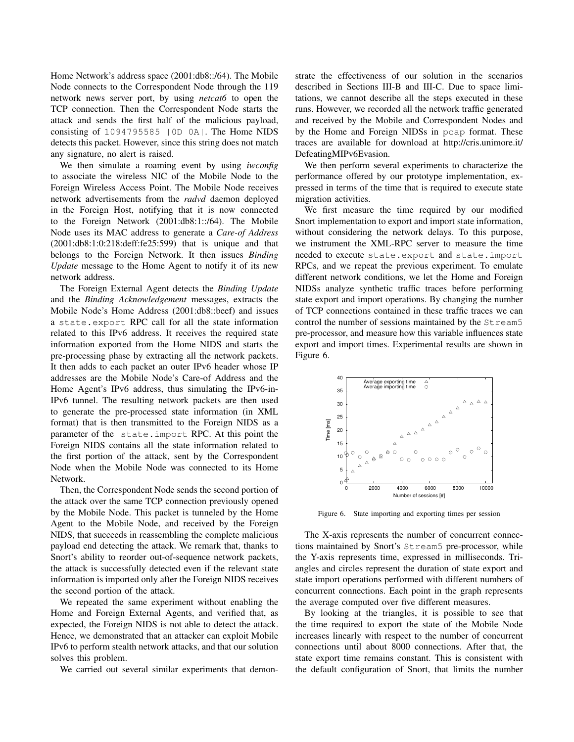Home Network's address space (2001:db8::/64). The Mobile Node connects to the Correspondent Node through the 119 network news server port, by using *netcat6* to open the TCP connection. Then the Correspondent Node starts the attack and sends the first half of the malicious payload, consisting of `1094795585 |0D 0A|`. The Home NIDS detects this packet. However, since this string does not match any signature, no alert is raised.

We then simulate a roaming event by using *iwconfig* to associate the wireless NIC of the Mobile Node to the Foreign Wireless Access Point. The Mobile Node receives network advertisements from the *radvd* daemon deployed in the Foreign Host, notifying that it is now connected to the Foreign Network (2001:db8:1::/64). The Mobile Node uses its MAC address to generate a *Care-of Address* (2001:db8:1:0:218:deff:fe25:599) that is unique and that belongs to the Foreign Network. It then issues *Binding Update* message to the Home Agent to notify it of its new network address.

The Foreign External Agent detects the *Binding Update* and the *Binding Acknowledgement* messages, extracts the Mobile Node's Home Address (2001:db8::beef) and issues a `state.export` RPC call for all the state information related to this IPv6 address. It receives the required state information exported from the Home NIDS and starts the pre-processing phase by extracting all the network packets. It then adds to each packet an outer IPv6 header whose IP addresses are the Mobile Node's Care-of Address and the Home Agent's IPv6 address, thus simulating the IPv6-in-IPv6 tunnel. The resulting network packets are then used to generate the pre-processed state information (in XML format) that is then transmitted to the Foreign NIDS as a parameter of the `state.import` RPC. At this point the Foreign NIDS contains all the state information related to the first portion of the attack, sent by the Correspondent Node when the Mobile Node was connected to its Home Network.

Then, the Correspondent Node sends the second portion of the attack over the same TCP connection previously opened by the Mobile Node. This packet is tunneled by the Home Agent to the Mobile Node, and received by the Foreign NIDS, that succeeds in reassembling the complete malicious payload end detecting the attack. We remark that, thanks to Snort's ability to reorder out-of-sequence network packets, the attack is successfully detected even if the relevant state information is imported only after the Foreign NIDS receives the second portion of the attack.

We repeated the same experiment without enabling the Home and Foreign External Agents, and verified that, as expected, the Foreign NIDS is not able to detect the attack. Hence, we demonstrated that an attacker can exploit Mobile IPv6 to perform stealth network attacks, and that our solution solves this problem.

We carried out several similar experiments that demonstrate the effectiveness of our solution in the scenarios described in Sections III-B and III-C. Due to space limitations, we cannot describe all the steps executed in these runs. However, we recorded all the network traffic generated and received by the Mobile and Correspondent Nodes and by the Home and Foreign NIDSs in `pcap` format. These traces are available for download at http://cris.unimore.it/DefeatingMIPv6Evasion.

We then perform several experiments to characterize the performance offered by our prototype implementation, expressed in terms of the time that is required to execute state migration activities.

We first measure the time required by our modified Snort implementation to export and import state information, without considering the network delays. To this purpose, we instrument the XML-RPC server to measure the time needed to execute `state.export` and `state.import` RPCs, and we repeat the previous experiment. To emulate different network conditions, we let the Home and Foreign NIDSs analyze synthetic traffic traces before performing state export and import operations. By changing the number of TCP connections contained in these traffic traces we can control the number of sessions maintained by the `Stream5` pre-processor, and measure how this variable influences state export and import times. Experimental results are shown in Figure 6.

Average exporting time
Average importing time
Time [ms]
0 5 10 15 20 25 30 35 40
Number of sessions [#]
0 2000 4000 6000 8000 10000

Figure 6. State importing and exporting times per session

The X-axis represents the number of concurrent connections maintained by Snort's `Stream5` pre-processor, while the Y-axis represents time, expressed in milliseconds. Triangles and circles represent the duration of state export and state import operations performed with different numbers of concurrent connections. Each point in the graph represents the average computed over five different measures.

By looking at the triangles, it is possible to see that the time required to export the state of the Mobile Node increases linearly with respect to the number of concurrent connections until about 8000 connections. After that, the state export time remains constant. This is consistent with the default configuration of Snort, that limits the number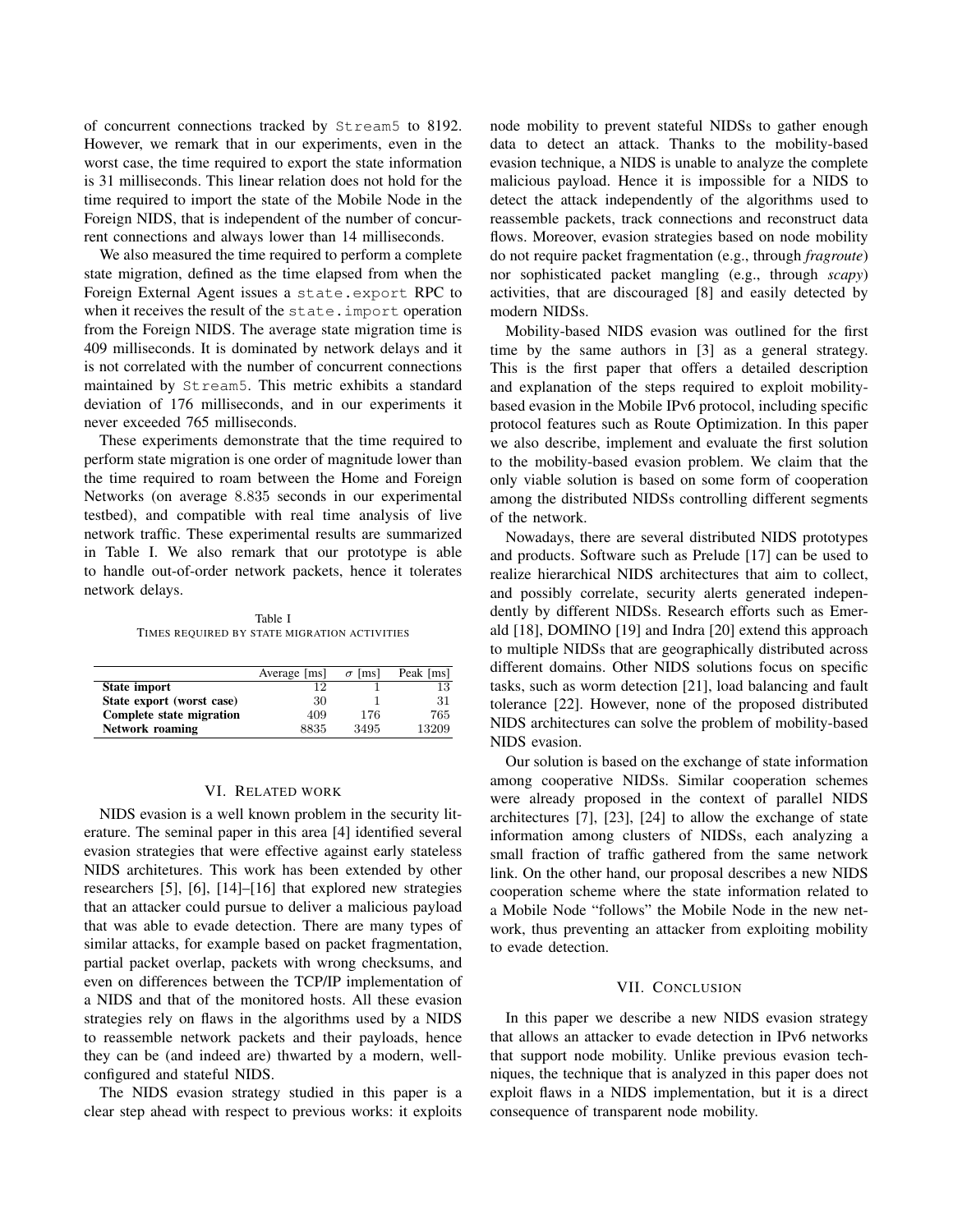of concurrent connections tracked by Stream5 to 8192. However, we remark that in our experiments, even in the worst case, the time required to export the state information is 31 milliseconds. This linear relation does not hold for the time required to import the state of the Mobile Node in the Foreign NIDS, that is independent of the number of concurrent connections and always lower than 14 milliseconds.

We also measured the time required to perform a complete state migration, defined as the time elapsed from when the Foreign External Agent issues a state.export RPC to when it receives the result of the state.import operation from the Foreign NIDS. The average state migration time is 409 milliseconds. It is dominated by network delays and it is not correlated with the number of concurrent connections maintained by Stream5. This metric exhibits a standard deviation of 176 milliseconds, and in our experiments it never exceeded 765 milliseconds.

These experiments demonstrate that the time required to perform state migration is one order of magnitude lower than the time required to roam between the Home and Foreign Networks (on average 8.835 seconds in our experimental testbed), and compatible with real time analysis of live network traffic. These experimental results are summarized in Table I. We also remark that our prototype is able to handle out-of-order network packets, hence it tolerates network delays.

Table I
TIMES REQUIRED BY STATE MIGRATION ACTIVITIES

| | Average [ms] | $\sigma$ [ms] | Peak [ms] |
|---|---|---|---|
| **State import** | 12 | 1 | 13 |
| **State export (worst case)** | 30 | 1 | 31 |
| **Complete state migration** | 409 | 176 | 765 |
| **Network roaming** | 8835 | 3495 | 13209 |

## VI. RELATED WORK

NIDS evasion is a well known problem in the security literature. The seminal paper in this area [4] identified several evasion strategies that were effective against early stateless NIDS architetures. This work has been extended by other researchers [5], [6], [14]–[16] that explored new strategies that an attacker could pursue to deliver a malicious payload that was able to evade detection. There are many types of similar attacks, for example based on packet fragmentation, partial packet overlap, packets with wrong checksums, and even on differences between the TCP/IP implementation of a NIDS and that of the monitored hosts. All these evasion strategies rely on flaws in the algorithms used by a NIDS to reassemble network packets and their payloads, hence they can be (and indeed are) thwarted by a modern, well-configured and stateful NIDS.

The NIDS evasion strategy studied in this paper is a clear step ahead with respect to previous works: it exploits node mobility to prevent stateful NIDSs to gather enough data to detect an attack. Thanks to the mobility-based evasion technique, a NIDS is unable to analyze the complete malicious payload. Hence it is impossible for a NIDS to detect the attack independently of the algorithms used to reassemble packets, track connections and reconstruct data flows. Moreover, evasion strategies based on node mobility do not require packet fragmentation (e.g., through *fragroute*) nor sophisticated packet mangling (e.g., through *scapy*) activities, that are discouraged [8] and easily detected by modern NIDSs.

Mobility-based NIDS evasion was outlined for the first time by the same authors in [3] as a general strategy. This is the first paper that offers a detailed description and explanation of the steps required to exploit mobility-based evasion in the Mobile IPv6 protocol, including specific protocol features such as Route Optimization. In this paper we also describe, implement and evaluate the first solution to the mobility-based evasion problem. We claim that the only viable solution is based on some form of cooperation among the distributed NIDSs controlling different segments of the network.

Nowadays, there are several distributed NIDS prototypes and products. Software such as Prelude [17] can be used to realize hierarchical NIDS architectures that aim to collect, and possibly correlate, security alerts generated independently by different NIDSs. Research efforts such as Emerald [18], DOMINO [19] and Indra [20] extend this approach to multiple NIDSs that are geographically distributed across different domains. Other NIDS solutions focus on specific tasks, such as worm detection [21], load balancing and fault tolerance [22]. However, none of the proposed distributed NIDS architectures can solve the problem of mobility-based NIDS evasion.

Our solution is based on the exchange of state information among cooperative NIDSs. Similar cooperation schemes were already proposed in the context of parallel NIDS architectures [7], [23], [24] to allow the exchange of state information among clusters of NIDSs, each analyzing a small fraction of traffic gathered from the same network link. On the other hand, our proposal describes a new NIDS cooperation scheme where the state information related to a Mobile Node "follows" the Mobile Node in the new network, thus preventing an attacker from exploiting mobility to evade detection.

## VII. CONCLUSION

In this paper we describe a new NIDS evasion strategy that allows an attacker to evade detection in IPv6 networks that support node mobility. Unlike previous evasion techniques, the technique that is analyzed in this paper does not exploit flaws in a NIDS implementation, but it is a direct consequence of transparent node mobility.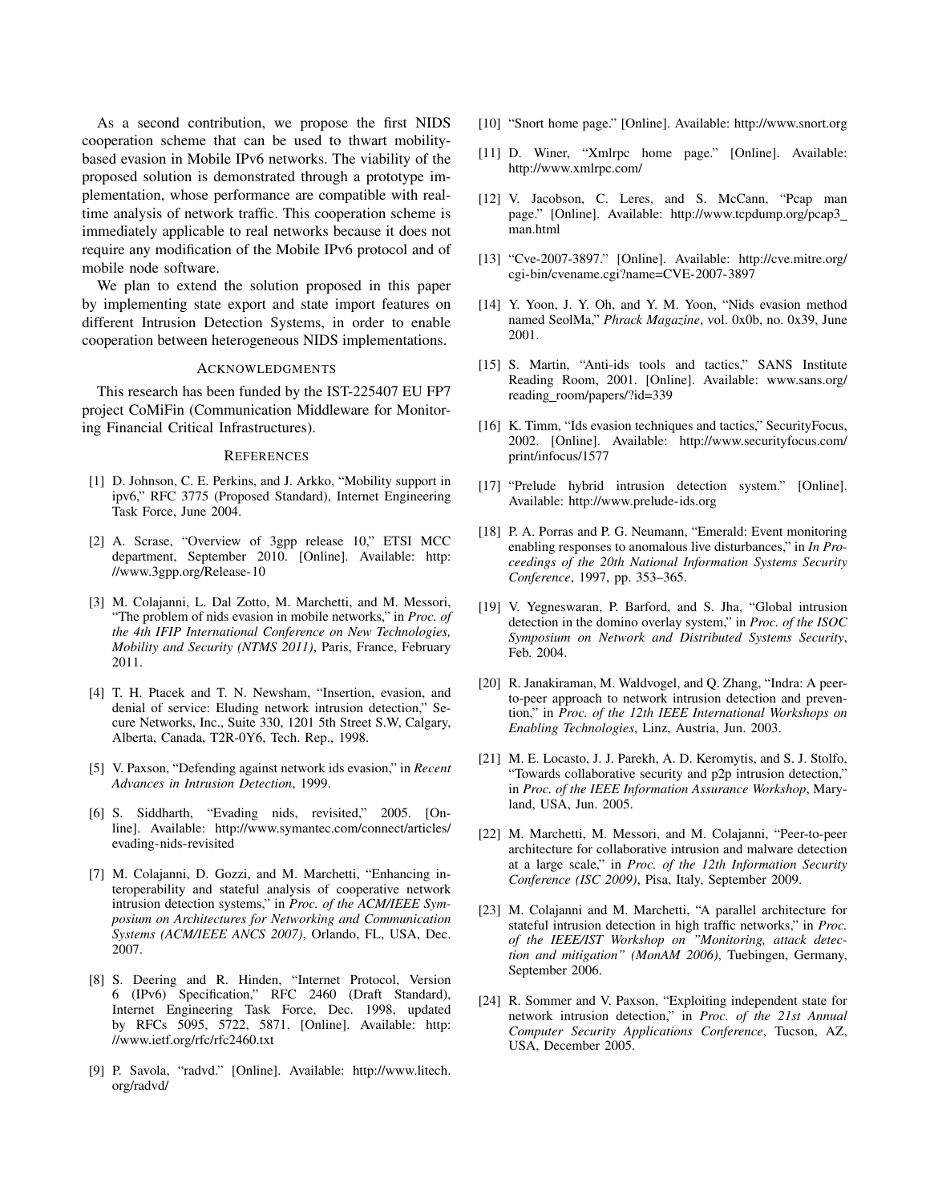As a second contribution, we propose the first NIDS cooperation scheme that can be used to thwart mobility-based evasion in Mobile IPv6 networks. The viability of the proposed solution is demonstrated through a prototype implementation, whose performance are compatible with real-time analysis of network traffic. This cooperation scheme is immediately applicable to real networks because it does not require any modification of the Mobile IPv6 protocol and of mobile node software.

We plan to extend the solution proposed in this paper by implementing state export and state import features on different Intrusion Detection Systems, in order to enable cooperation between heterogeneous NIDS implementations.

## Acknowledgments

This research has been funded by the IST-225407 EU FP7 project CoMiFin (Communication Middleware for Monitoring Financial Critical Infrastructures).

## References

[1] D. Johnson, C. E. Perkins, and J. Arkko, "Mobility support in ipv6," RFC 3775 (Proposed Standard), Internet Engineering Task Force, June 2004.

[2] A. Scrase, "Overview of 3gpp release 10," ETSI MCC department, September 2010. [Online]. Available: http://www.3gpp.org/Release-10

[3] M. Colajanni, L. Dal Zotto, M. Marchetti, and M. Messori, "The problem of nids evasion in mobile networks," in *Proc. of the 4th IFIP International Conference on New Technologies, Mobility and Security (NTMS 2011)*, Paris, France, February 2011.

[4] T. H. Ptacek and T. N. Newsham, "Insertion, evasion, and denial of service: Eluding network intrusion detection," Secure Networks, Inc., Suite 330, 1201 5th Street S.W, Calgary, Alberta, Canada, T2R-0Y6, Tech. Rep., 1998.

[5] V. Paxson, "Defending against network ids evasion," in *Recent Advances in Intrusion Detection*, 1999.

[6] S. Siddharth, "Evading nids, revisited," 2005. [Online]. Available: http://www.symantec.com/connect/articles/evading-nids-revisited

[7] M. Colajanni, D. Gozzi, and M. Marchetti, "Enhancing interoperability and stateful analysis of cooperative network intrusion detection systems," in *Proc. of the ACM/IEEE Symposium on Architectures for Networking and Communication Systems (ACM/IEEE ANCS 2007)*, Orlando, FL, USA, Dec. 2007.

[8] S. Deering and R. Hinden, "Internet Protocol, Version 6 (IPv6) Specification," RFC 2460 (Draft Standard), Internet Engineering Task Force, Dec. 1998, updated by RFCs 5095, 5722, 5871. [Online]. Available: http://www.ietf.org/rfc/rfc2460.txt

[9] P. Savola, "radvd." [Online]. Available: http://www.litech.org/radvd/

[10] "Snort home page." [Online]. Available: http://www.snort.org

[11] D. Winer, "Xmlrpc home page." [Online]. Available: http://www.xmlrpc.com/

[12] V. Jacobson, C. Leres, and S. McCann, "Pcap man page." [Online]. Available: http://www.tcpdump.org/pcap3_man.html

[13] "Cve-2007-3897." [Online]. Available: http://cve.mitre.org/cgi-bin/cvename.cgi?name=CVE-2007-3897

[14] Y. Yoon, J. Y. Oh, and Y. M. Yoon, "Nids evasion method named SeolMa," *Phrack Magazine*, vol. 0x0b, no. 0x39, June 2001.

[15] S. Martin, "Anti-ids tools and tactics," SANS Institute Reading Room, 2001. [Online]. Available: www.sans.org/reading_room/papers/?id=339

[16] K. Timm, "Ids evasion techniques and tactics," SecurityFocus, 2002. [Online]. Available: http://www.securityfocus.com/print/infocus/1577

[17] "Prelude hybrid intrusion detection system." [Online]. Available: http://www.prelude-ids.org

[18] P. A. Porras and P. G. Neumann, "Emerald: Event monitoring enabling responses to anomalous live disturbances," in *In Proceedings of the 20th National Information Systems Security Conference*, 1997, pp. 353–365.

[19] V. Yegneswaran, P. Barford, and S. Jha, "Global intrusion detection in the domino overlay system," in *Proc. of the ISOC Symposium on Network and Distributed Systems Security*, Feb. 2004.

[20] R. Janakiraman, M. Waldvogel, and Q. Zhang, "Indra: A peer-to-peer approach to network intrusion detection and prevention," in *Proc. of the 12th IEEE International Workshops on Enabling Technologies*, Linz, Austria, Jun. 2003.

[21] M. E. Locasto, J. J. Parekh, A. D. Keromytis, and S. J. Stolfo, "Towards collaborative security and p2p intrusion detection," in *Proc. of the IEEE Information Assurance Workshop*, Maryland, USA, Jun. 2005.

[22] M. Marchetti, M. Messori, and M. Colajanni, "Peer-to-peer architecture for collaborative intrusion and malware detection at a large scale," in *Proc. of the 12th Information Security Conference (ISC 2009)*, Pisa, Italy, September 2009.

[23] M. Colajanni and M. Marchetti, "A parallel architecture for stateful intrusion detection in high traffic networks," in *Proc. of the IEEE/IST Workshop on "Monitoring, attack detection and mitigation" (MonAM 2006)*, Tuebingen, Germany, September 2006.

[24] R. Sommer and V. Paxson, "Exploiting independent state for network intrusion detection," in *Proc. of the 21st Annual Computer Security Applications Conference*, Tucson, AZ, USA, December 2005.